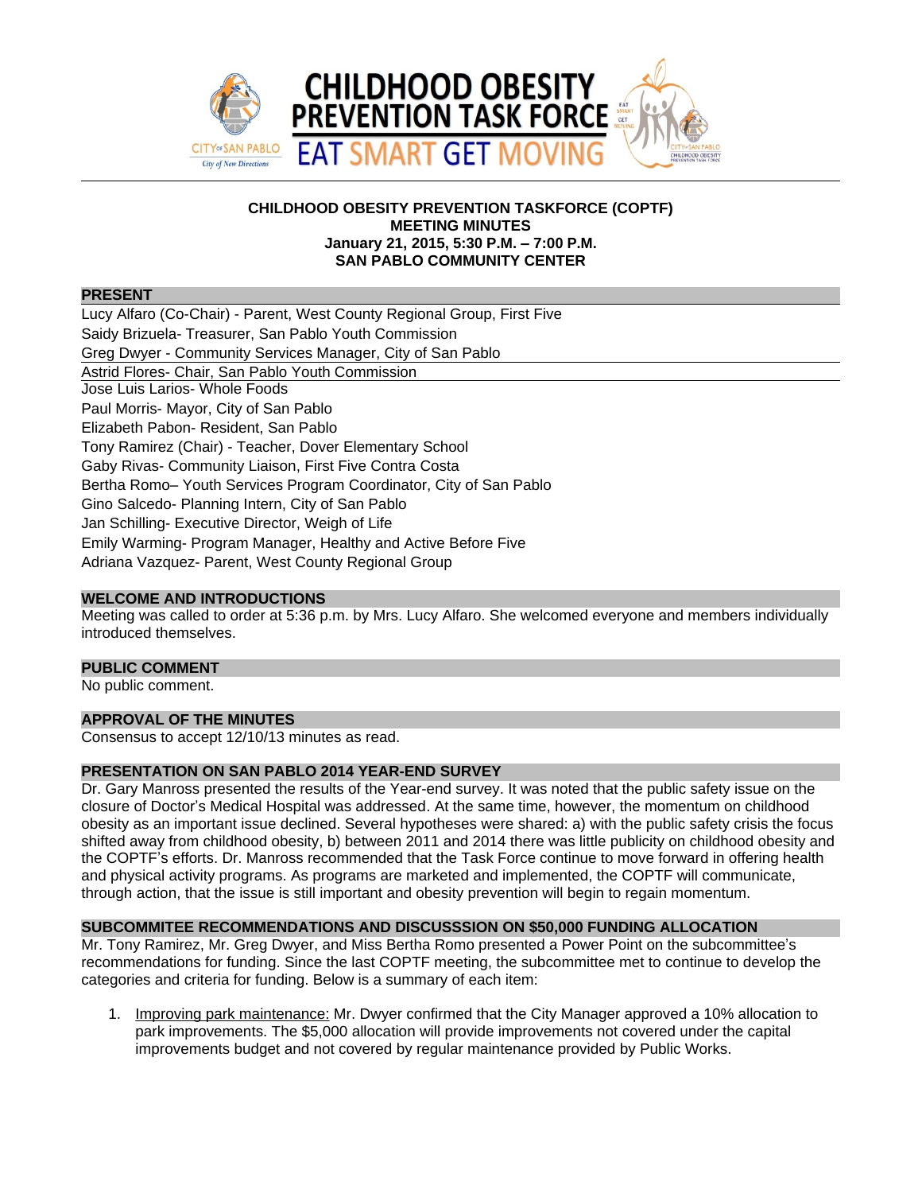CHILDHOOD OBESITY PREVENTION TASK FORCE

EAT SMART GET MOVING

# CHILDHOOD OBESITY PREVENTION TASKFORCE (COPTF)
## MEETING MINUTES
### January 21, 2015, 5:30 P.M. – 7:00 P.M.
### SAN PABLO COMMUNITY CENTER

## PRESENT

Lucy Alfaro (Co-Chair) - Parent, West County Regional Group, First Five
Saidy Brizuela- Treasurer, San Pablo Youth Commission
Greg Dwyer - Community Services Manager, City of San Pablo
Astrid Flores- Chair, San Pablo Youth Commission
Jose Luis Larios- Whole Foods
Paul Morris- Mayor, City of San Pablo
Elizabeth Pabon- Resident, San Pablo
Tony Ramirez (Chair) - Teacher, Dover Elementary School
Gaby Rivas- Community Liaison, First Five Contra Costa
Bertha Romo– Youth Services Program Coordinator, City of San Pablo
Gino Salcedo- Planning Intern, City of San Pablo
Jan Schilling- Executive Director, Weigh of Life
Emily Warming- Program Manager, Healthy and Active Before Five
Adriana Vazquez- Parent, West County Regional Group

## WELCOME AND INTRODUCTIONS

Meeting was called to order at 5:36 p.m. by Mrs. Lucy Alfaro. She welcomed everyone and members individually introduced themselves.

## PUBLIC COMMENT

No public comment.

## APPROVAL OF THE MINUTES

Consensus to accept 12/10/13 minutes as read.

## PRESENTATION ON SAN PABLO 2014 YEAR-END SURVEY

Dr. Gary Manross presented the results of the Year-end survey. It was noted that the public safety issue on the closure of Doctor's Medical Hospital was addressed. At the same time, however, the momentum on childhood obesity as an important issue declined. Several hypotheses were shared: a) with the public safety crisis the focus shifted away from childhood obesity, b) between 2011 and 2014 there was little publicity on childhood obesity and the COPTF's efforts. Dr. Manross recommended that the Task Force continue to move forward in offering health and physical activity programs. As programs are marketed and implemented, the COPTF will communicate, through action, that the issue is still important and obesity prevention will begin to regain momentum.

## SUBCOMMITEE RECOMMENDATIONS AND DISCUSSSION ON $50,000 FUNDING ALLOCATION

Mr. Tony Ramirez, Mr. Greg Dwyer, and Miss Bertha Romo presented a Power Point on the subcommittee's recommendations for funding. Since the last COPTF meeting, the subcommittee met to continue to develop the categories and criteria for funding. Below is a summary of each item:

1. Improving park maintenance: Mr. Dwyer confirmed that the City Manager approved a 10% allocation to park improvements. The $5,000 allocation will provide improvements not covered under the capital improvements budget and not covered by regular maintenance provided by Public Works.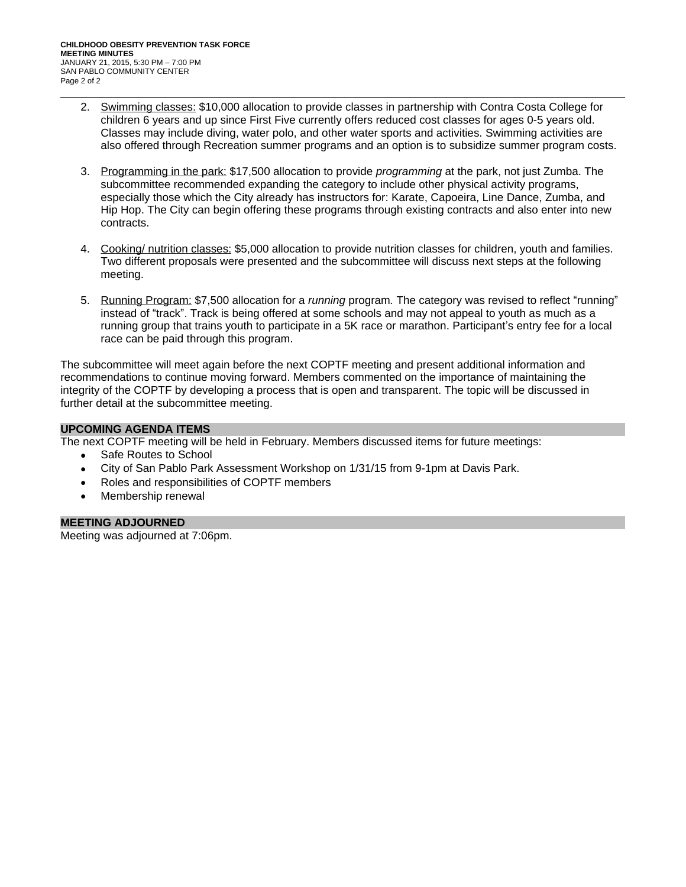2. <u>Swimming classes:</u> $10,000 allocation to provide classes in partnership with Contra Costa College for children 6 years and up since First Five currently offers reduced cost classes for ages 0-5 years old. Classes may include diving, water polo, and other water sports and activities. Swimming activities are also offered through Recreation summer programs and an option is to subsidize summer program costs.

3. <u>Programming in the park:</u> $17,500 allocation to provide *programming* at the park, not just Zumba. The subcommittee recommended expanding the category to include other physical activity programs, especially those which the City already has instructors for: Karate, Capoeira, Line Dance, Zumba, and Hip Hop. The City can begin offering these programs through existing contracts and also enter into new contracts.

4. <u>Cooking/ nutrition classes:</u> $5,000 allocation to provide nutrition classes for children, youth and families. Two different proposals were presented and the subcommittee will discuss next steps at the following meeting.

5. <u>Running Program:</u> $7,500 allocation for a *running* program*.* The category was revised to reflect "running" instead of "track". Track is being offered at some schools and may not appeal to youth as much as a running group that trains youth to participate in a 5K race or marathon. Participant's entry fee for a local race can be paid through this program.

The subcommittee will meet again before the next COPTF meeting and present additional information and recommendations to continue moving forward. Members commented on the importance of maintaining the integrity of the COPTF by developing a process that is open and transparent. The topic will be discussed in further detail at the subcommittee meeting.

## UPCOMING AGENDA ITEMS

The next COPTF meeting will be held in February. Members discussed items for future meetings:

- Safe Routes to School
- City of San Pablo Park Assessment Workshop on 1/31/15 from 9-1pm at Davis Park.
- Roles and responsibilities of COPTF members
- Membership renewal

## MEETING ADJOURNED

Meeting was adjourned at 7:06pm.